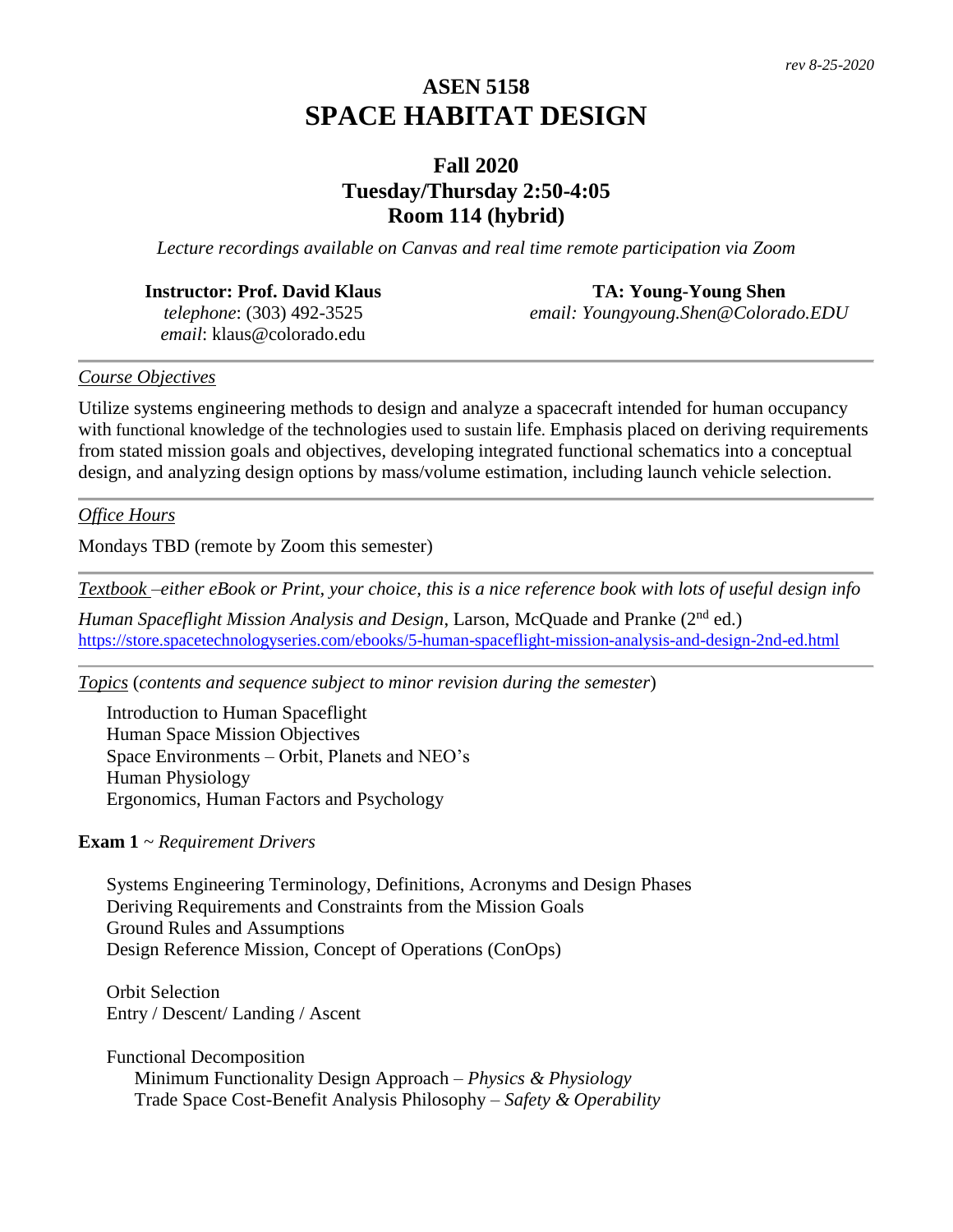*rev 8-25-2020*

# ASEN 5158
# SPACE HABITAT DESIGN

## Fall 2020
## Tuesday/Thursday 2:50-4:05
## Room 114 (hybrid)

*Lecture recordings available on Canvas and real time remote participation via Zoom*

**Instructor: Prof. David Klaus**
*telephone*: (303) 492-3525
*email*: klaus@colorado.edu

**TA: Young-Young Shen**
*email: Youngyoung.Shen@Colorado.EDU*

---

*Course Objectives*

Utilize systems engineering methods to design and analyze a spacecraft intended for human occupancy with functional knowledge of the technologies used to sustain life. Emphasis placed on deriving requirements from stated mission goals and objectives, developing integrated functional schematics into a conceptual design, and analyzing design options by mass/volume estimation, including launch vehicle selection.

---

*Office Hours*

Mondays TBD (remote by Zoom this semester)

---

*Textbook –either eBook or Print, your choice, this is a nice reference book with lots of useful design info*

*Human Spaceflight Mission Analysis and Design*, Larson, McQuade and Pranke (2nd ed.)
https://store.spacetechnologyseries.com/ebooks/5-human-spaceflight-mission-analysis-and-design-2nd-ed.html

---

*Topics* (*contents and sequence subject to minor revision during the semester*)

- Introduction to Human Spaceflight
- Human Space Mission Objectives
- Space Environments – Orbit, Planets and NEO's
- Human Physiology
- Ergonomics, Human Factors and Psychology

**Exam 1** ~ *Requirement Drivers*

- Systems Engineering Terminology, Definitions, Acronyms and Design Phases
- Deriving Requirements and Constraints from the Mission Goals
- Ground Rules and Assumptions
- Design Reference Mission, Concept of Operations (ConOps)

- Orbit Selection
- Entry / Descent/ Landing / Ascent

- Functional Decomposition
  - Minimum Functionality Design Approach – *Physics & Physiology*
  - Trade Space Cost-Benefit Analysis Philosophy – *Safety & Operability*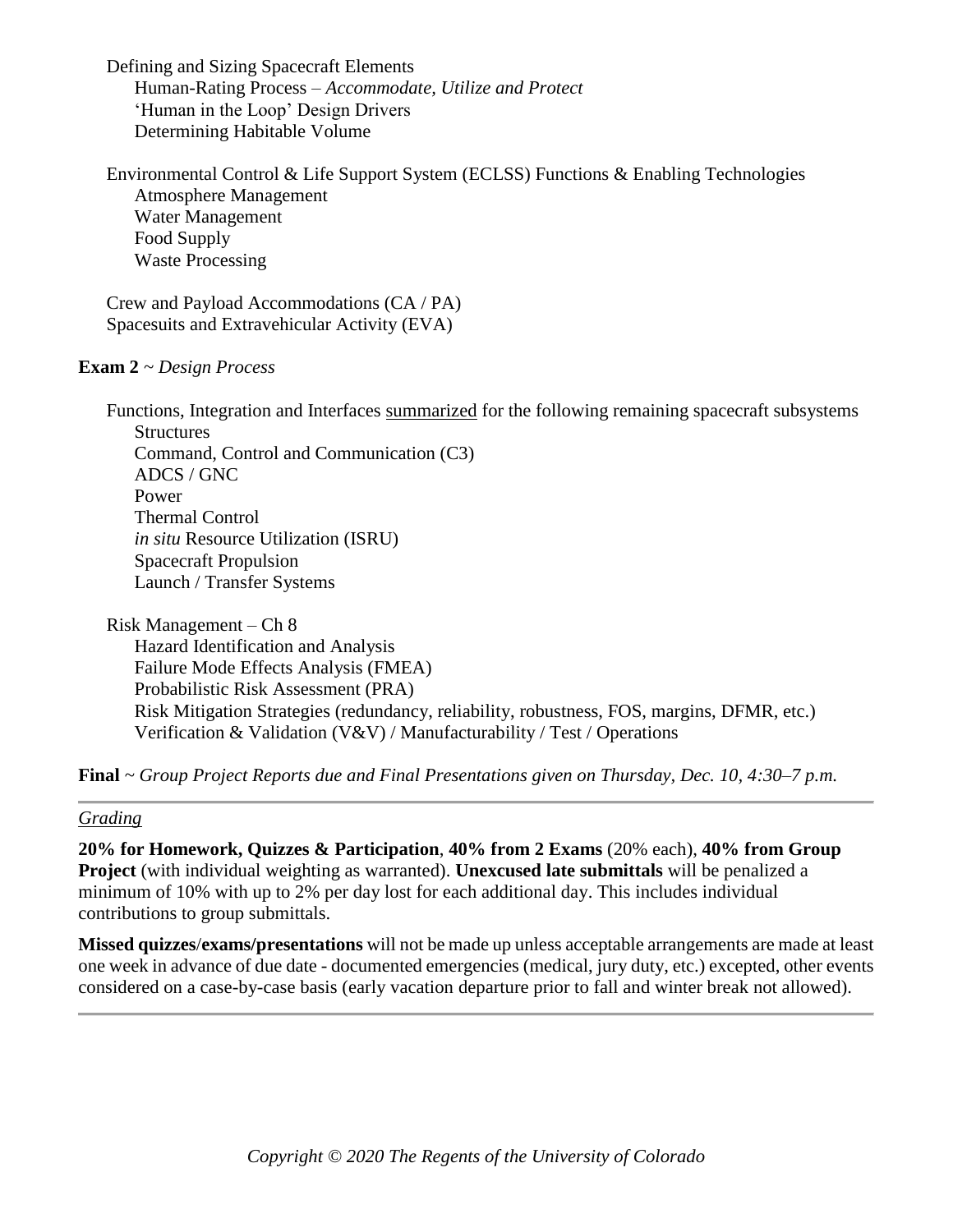Defining and Sizing Spacecraft Elements

- Human-Rating Process – *Accommodate, Utilize and Protect*
- 'Human in the Loop' Design Drivers
- Determining Habitable Volume

Environmental Control & Life Support System (ECLSS) Functions & Enabling Technologies

- Atmosphere Management
- Water Management
- Food Supply
- Waste Processing

Crew and Payload Accommodations (CA / PA)

Spacesuits and Extravehicular Activity (EVA)

**Exam 2** ~ *Design Process*

Functions, Integration and Interfaces <u>summarized</u> for the following remaining spacecraft subsystems

- Structures
- Command, Control and Communication (C3)
- ADCS / GNC
- Power
- Thermal Control
- *in situ* Resource Utilization (ISRU)
- Spacecraft Propulsion
- Launch / Transfer Systems

Risk Management – Ch 8

- Hazard Identification and Analysis
- Failure Mode Effects Analysis (FMEA)
- Probabilistic Risk Assessment (PRA)
- Risk Mitigation Strategies (redundancy, reliability, robustness, FOS, margins, DFMR, etc.)
- Verification & Validation (V&V) / Manufacturability / Test / Operations

**Final** ~ *Group Project Reports due and Final Presentations given on Thursday, Dec. 10, 4:30–7 p.m.*

---

*<u>Grading</u>*

**20% for Homework, Quizzes & Participation**, **40% from 2 Exams** (20% each), **40% from Group Project** (with individual weighting as warranted). **Unexcused late submittals** will be penalized a minimum of 10% with up to 2% per day lost for each additional day. This includes individual contributions to group submittals.

**Missed quizzes**/**exams/presentations** will not be made up unless acceptable arrangements are made at least one week in advance of due date - documented emergencies (medical, jury duty, etc.) excepted, other events considered on a case-by-case basis (early vacation departure prior to fall and winter break not allowed).

---

*Copyright © 2020 The Regents of the University of Colorado*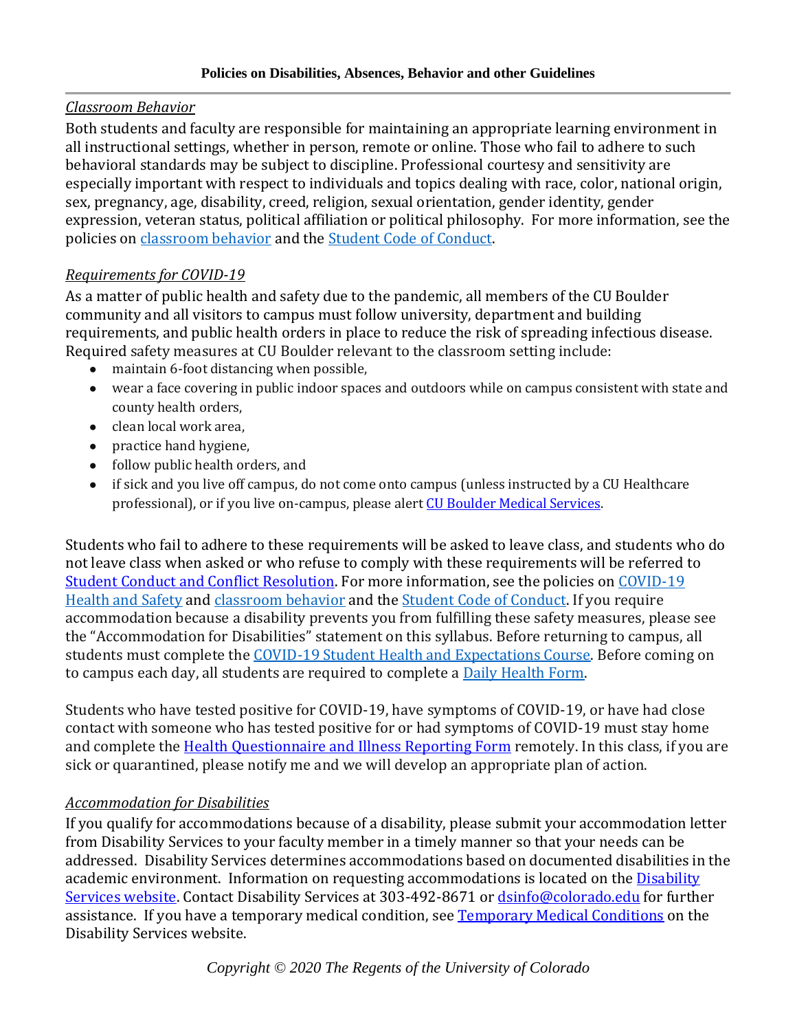**Policies on Disabilities, Absences, Behavior and other Guidelines**

*Classroom Behavior*

Both students and faculty are responsible for maintaining an appropriate learning environment in all instructional settings, whether in person, remote or online. Those who fail to adhere to such behavioral standards may be subject to discipline. Professional courtesy and sensitivity are especially important with respect to individuals and topics dealing with race, color, national origin, sex, pregnancy, age, disability, creed, religion, sexual orientation, gender identity, gender expression, veteran status, political affiliation or political philosophy. For more information, see the policies on classroom behavior and the Student Code of Conduct.

*Requirements for COVID-19*

As a matter of public health and safety due to the pandemic, all members of the CU Boulder community and all visitors to campus must follow university, department and building requirements, and public health orders in place to reduce the risk of spreading infectious disease. Required safety measures at CU Boulder relevant to the classroom setting include:

- maintain 6-foot distancing when possible,
- wear a face covering in public indoor spaces and outdoors while on campus consistent with state and county health orders,
- clean local work area,
- practice hand hygiene,
- follow public health orders, and
- if sick and you live off campus, do not come onto campus (unless instructed by a CU Healthcare professional), or if you live on-campus, please alert CU Boulder Medical Services.

Students who fail to adhere to these requirements will be asked to leave class, and students who do not leave class when asked or who refuse to comply with these requirements will be referred to Student Conduct and Conflict Resolution. For more information, see the policies on COVID-19 Health and Safety and classroom behavior and the Student Code of Conduct. If you require accommodation because a disability prevents you from fulfilling these safety measures, please see the "Accommodation for Disabilities" statement on this syllabus. Before returning to campus, all students must complete the COVID-19 Student Health and Expectations Course. Before coming on to campus each day, all students are required to complete a Daily Health Form.

Students who have tested positive for COVID-19, have symptoms of COVID-19, or have had close contact with someone who has tested positive for or had symptoms of COVID-19 must stay home and complete the Health Questionnaire and Illness Reporting Form remotely. In this class, if you are sick or quarantined, please notify me and we will develop an appropriate plan of action.

*Accommodation for Disabilities*

If you qualify for accommodations because of a disability, please submit your accommodation letter from Disability Services to your faculty member in a timely manner so that your needs can be addressed. Disability Services determines accommodations based on documented disabilities in the academic environment. Information on requesting accommodations is located on the Disability Services website. Contact Disability Services at 303-492-8671 or dsinfo@colorado.edu for further assistance. If you have a temporary medical condition, see Temporary Medical Conditions on the Disability Services website.

*Copyright © 2020 The Regents of the University of Colorado*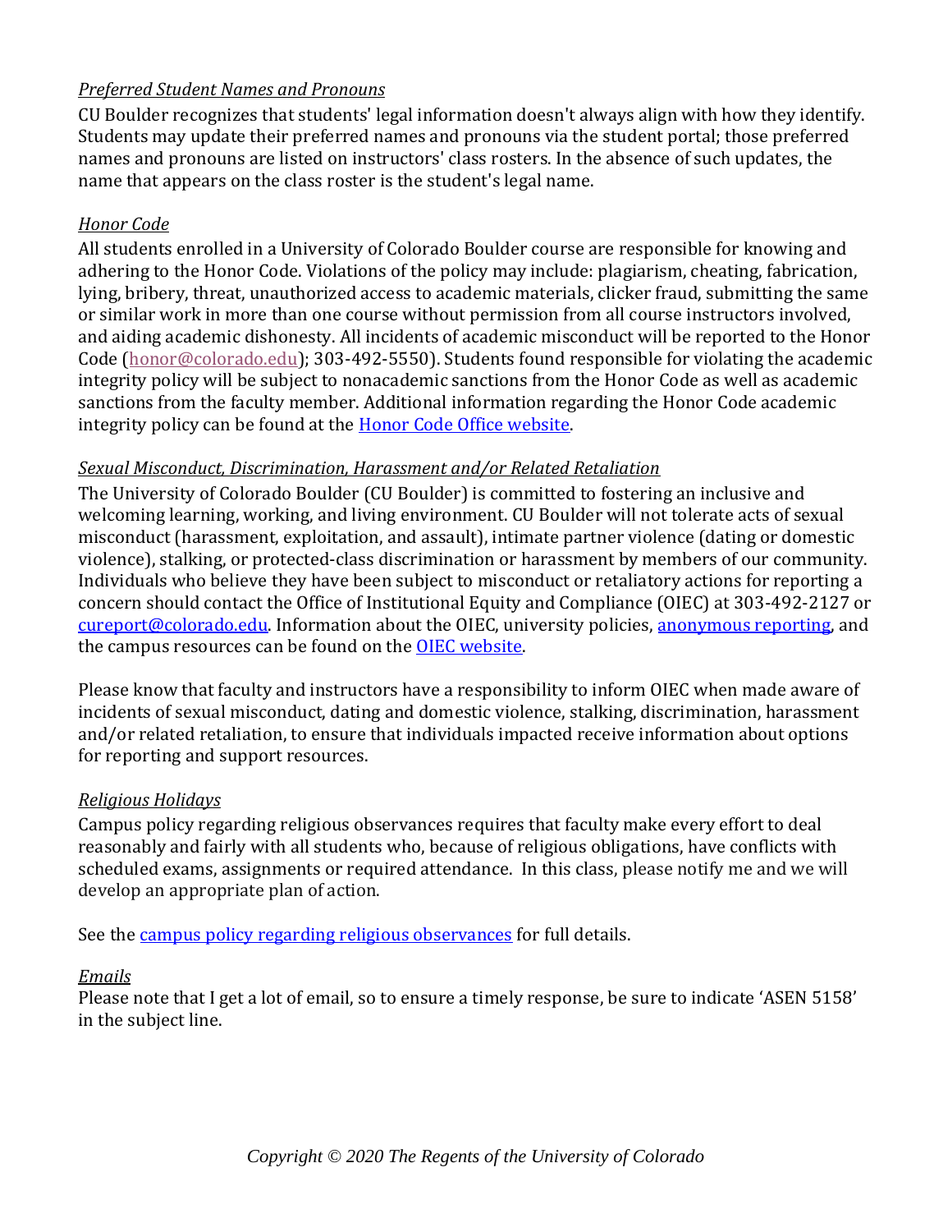*Preferred Student Names and Pronouns*

CU Boulder recognizes that students' legal information doesn't always align with how they identify. Students may update their preferred names and pronouns via the student portal; those preferred names and pronouns are listed on instructors' class rosters. In the absence of such updates, the name that appears on the class roster is the student's legal name.

*Honor Code*

All students enrolled in a University of Colorado Boulder course are responsible for knowing and adhering to the Honor Code. Violations of the policy may include: plagiarism, cheating, fabrication, lying, bribery, threat, unauthorized access to academic materials, clicker fraud, submitting the same or similar work in more than one course without permission from all course instructors involved, and aiding academic dishonesty. All incidents of academic misconduct will be reported to the Honor Code (honor@colorado.edu); 303-492-5550). Students found responsible for violating the academic integrity policy will be subject to nonacademic sanctions from the Honor Code as well as academic sanctions from the faculty member. Additional information regarding the Honor Code academic integrity policy can be found at the Honor Code Office website.

*Sexual Misconduct, Discrimination, Harassment and/or Related Retaliation*

The University of Colorado Boulder (CU Boulder) is committed to fostering an inclusive and welcoming learning, working, and living environment. CU Boulder will not tolerate acts of sexual misconduct (harassment, exploitation, and assault), intimate partner violence (dating or domestic violence), stalking, or protected-class discrimination or harassment by members of our community. Individuals who believe they have been subject to misconduct or retaliatory actions for reporting a concern should contact the Office of Institutional Equity and Compliance (OIEC) at 303-492-2127 or cureport@colorado.edu. Information about the OIEC, university policies, anonymous reporting, and the campus resources can be found on the OIEC website.

Please know that faculty and instructors have a responsibility to inform OIEC when made aware of incidents of sexual misconduct, dating and domestic violence, stalking, discrimination, harassment and/or related retaliation, to ensure that individuals impacted receive information about options for reporting and support resources.

*Religious Holidays*

Campus policy regarding religious observances requires that faculty make every effort to deal reasonably and fairly with all students who, because of religious obligations, have conflicts with scheduled exams, assignments or required attendance. In this class, please notify me and we will develop an appropriate plan of action.

See the campus policy regarding religious observances for full details.

*Emails*

Please note that I get a lot of email, so to ensure a timely response, be sure to indicate 'ASEN 5158' in the subject line.

*Copyright © 2020 The Regents of the University of Colorado*